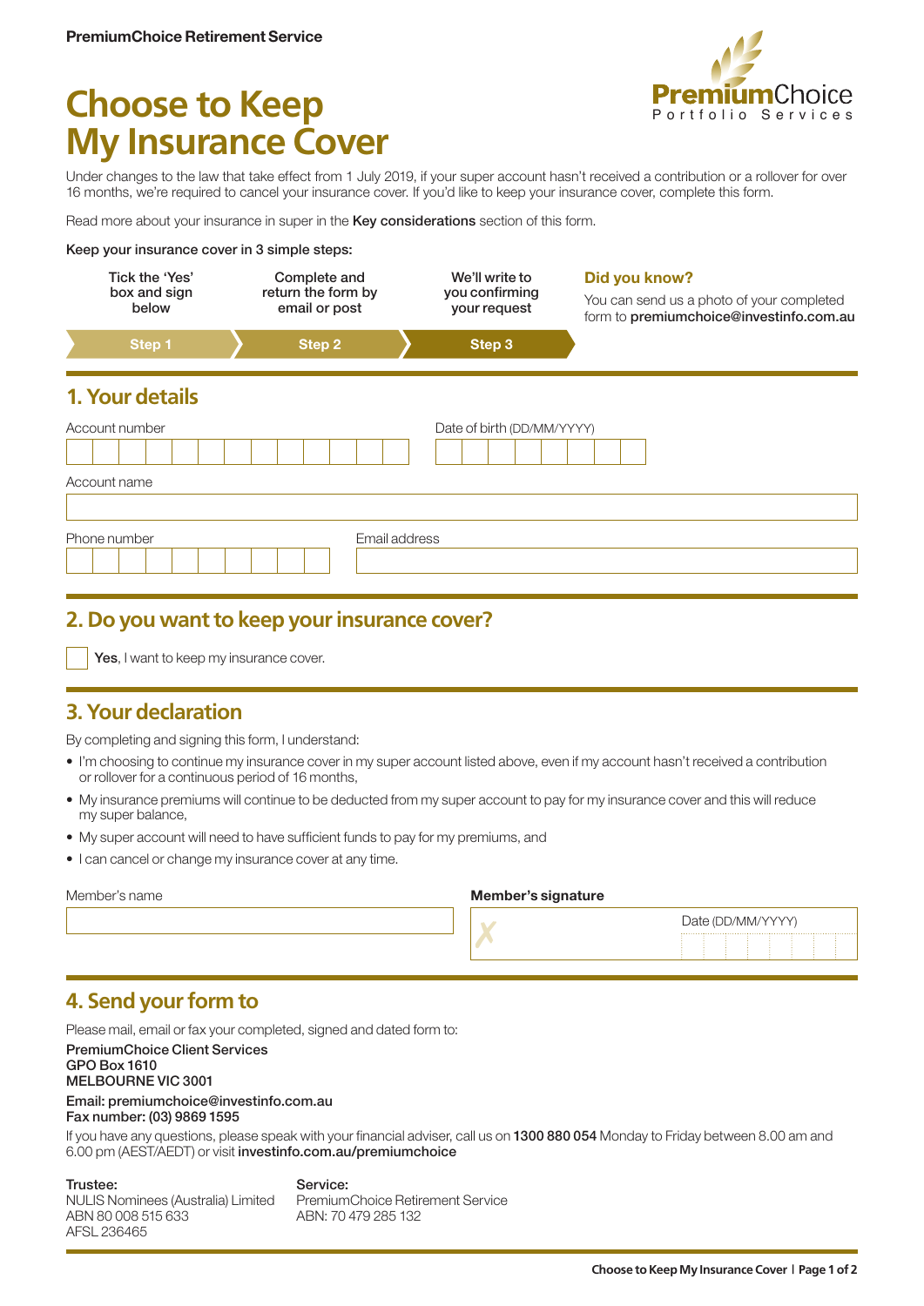PremiumChoice Retirement Service

# Choose to Keep My Insurance Cover

PremiumChoice Portfolio Services

Under changes to the law that take effect from 1 July 2019, if your super account hasn't received a contribution or a rollover for over 16 months, we're required to cancel your insurance cover. If you'd like to keep your insurance cover, complete this form.

Read more about your insurance in super in the **Key considerations** section of this form.

**Keep your insurance cover in 3 simple steps:**

| Step 1 | Step 2 | Step 3 |
|---|---|---|
| Tick the 'Yes' box and sign below | Complete and return the form by email or post | We'll write to you confirming your request |

**Did you know?**

You can send us a photo of your completed form to **premiumchoice@investinfo.com.au**

## 1. Your details

Account number

Date of birth (DD/MM/YYYY)

Account name

Phone number

Email address

## 2. Do you want to keep your insurance cover?

☐ **Yes**, I want to keep my insurance cover.

## 3. Your declaration

By completing and signing this form, I understand:

- I'm choosing to continue my insurance cover in my super account listed above, even if my account hasn't received a contribution or rollover for a continuous period of 16 months,
- My insurance premiums will continue to be deducted from my super account to pay for my insurance cover and this will reduce my super balance,
- My super account will need to have sufficient funds to pay for my premiums, and
- I can cancel or change my insurance cover at any time.

Member's name

**Member's signature**

✗

Date (DD/MM/YYYY)

## 4. Send your form to

Please mail, email or fax your completed, signed and dated form to:

**PremiumChoice Client Services**
**GPO Box 1610**
**MELBOURNE VIC 3001**

**Email: premiumchoice@investinfo.com.au**
**Fax number: (03) 9869 1595**

If you have any questions, please speak with your financial adviser, call us on **1300 880 054** Monday to Friday between 8.00 am and 6.00 pm (AEST/AEDT) or visit **investinfo.com.au/premiumchoice**

**Trustee:**
NULIS Nominees (Australia) Limited
ABN 80 008 515 633
AFSL 236465

**Service:**
PremiumChoice Retirement Service
ABN: 70 479 285 132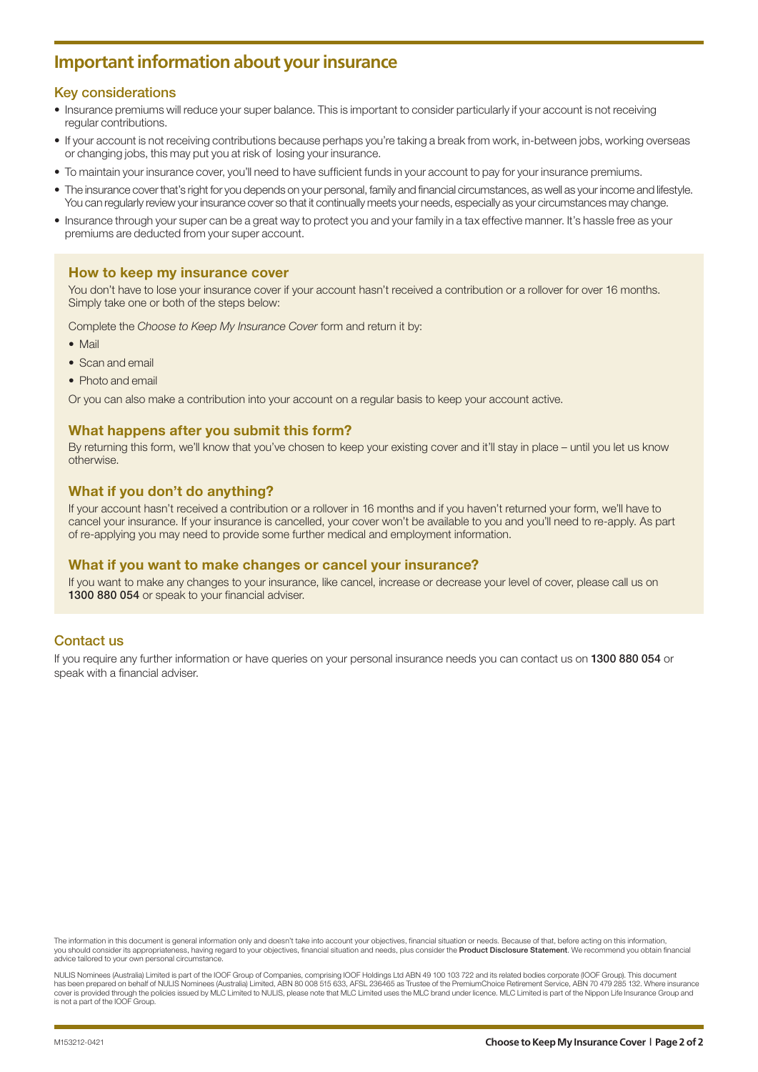# Important information about your insurance

## Key considerations

- Insurance premiums will reduce your super balance. This is important to consider particularly if your account is not receiving regular contributions.
- If your account is not receiving contributions because perhaps you're taking a break from work, in-between jobs, working overseas or changing jobs, this may put you at risk of losing your insurance.
- To maintain your insurance cover, you'll need to have sufficient funds in your account to pay for your insurance premiums.
- The insurance cover that's right for you depends on your personal, family and financial circumstances, as well as your income and lifestyle. You can regularly review your insurance cover so that it continually meets your needs, especially as your circumstances may change.
- Insurance through your super can be a great way to protect you and your family in a tax effective manner. It's hassle free as your premiums are deducted from your super account.

### How to keep my insurance cover

You don't have to lose your insurance cover if your account hasn't received a contribution or a rollover for over 16 months. Simply take one or both of the steps below:

Complete the *Choose to Keep My Insurance Cover* form and return it by:

- Mail
- Scan and email
- Photo and email

Or you can also make a contribution into your account on a regular basis to keep your account active.

### What happens after you submit this form?

By returning this form, we'll know that you've chosen to keep your existing cover and it'll stay in place – until you let us know otherwise.

### What if you don't do anything?

If your account hasn't received a contribution or a rollover in 16 months and if you haven't returned your form, we'll have to cancel your insurance. If your insurance is cancelled, your cover won't be available to you and you'll need to re-apply. As part of re-applying you may need to provide some further medical and employment information.

### What if you want to make changes or cancel your insurance?

If you want to make any changes to your insurance, like cancel, increase or decrease your level of cover, please call us on **1300 880 054** or speak to your financial adviser.

## Contact us

If you require any further information or have queries on your personal insurance needs you can contact us on **1300 880 054** or speak with a financial adviser.

The information in this document is general information only and doesn't take into account your objectives, financial situation or needs. Because of that, before acting on this information, you should consider its appropriateness, having regard to your objectives, financial situation and needs, plus consider the **Product Disclosure Statement**. We recommend you obtain financial advice tailored to your own personal circumstance.

NULIS Nominees (Australia) Limited is part of the IOOF Group of Companies, comprising IOOF Holdings Ltd ABN 49 100 103 722 and its related bodies corporate (IOOF Group). This document has been prepared on behalf of NULIS Nominees (Australia) Limited, ABN 80 008 515 633, AFSL 236465 as Trustee of the PremiumChoice Retirement Service, ABN 70 479 285 132. Where insurance cover is provided through the policies issued by MLC Limited to NULIS, please note that MLC Limited uses the MLC brand under licence. MLC Limited is part of the Nippon Life Insurance Group and is not a part of the IOOF Group.

M153212-0421